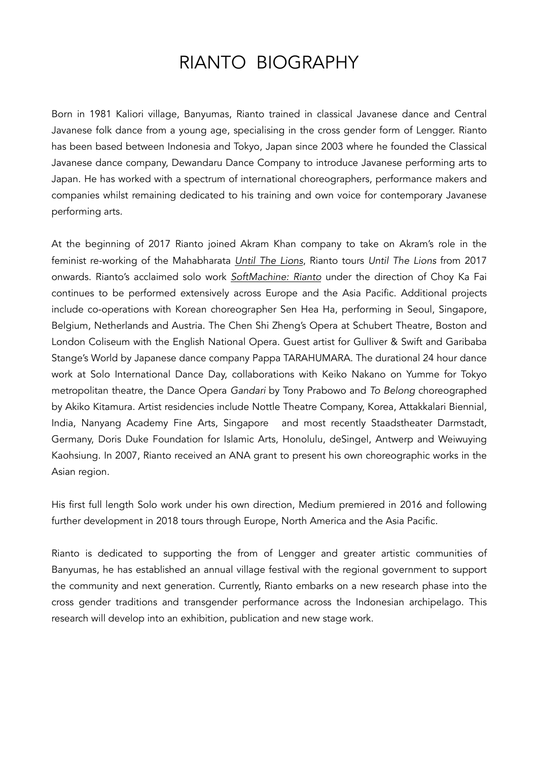# RIANTO BIOGRAPHY

Born in 1981 Kaliori village, Banyumas, Rianto trained in classical Javanese dance and Central Javanese folk dance from a young age, specialising in the cross gender form of Lengger. Rianto has been based between Indonesia and Tokyo, Japan since 2003 where he founded the Classical Javanese dance company, Dewandaru Dance Company to introduce Javanese performing arts to Japan. He has worked with a spectrum of international choreographers, performance makers and companies whilst remaining dedicated to his training and own voice for contemporary Javanese performing arts.

At the beginning of 2017 Rianto joined Akram Khan company to take on Akram's role in the feminist re-working of the Mahabharata *Until The Lions*, Rianto tours *Until The Lions* from 2017 onwards. Rianto's acclaimed solo work *SoftMachine: Rianto* under the direction of Choy Ka Fai continues to be performed extensively across Europe and the Asia Pacific. Additional projects include co-operations with Korean choreographer Sen Hea Ha, performing in Seoul, Singapore, Belgium, Netherlands and Austria. The Chen Shi Zheng's Opera at Schubert Theatre, Boston and London Coliseum with the English National Opera. Guest artist for Gulliver & Swift and Garibaba Stange's World by Japanese dance company Pappa TARAHUMARA. The durational 24 hour dance work at Solo International Dance Day, collaborations with Keiko Nakano on Yumme for Tokyo metropolitan theatre, the Dance Opera *Gandari* by Tony Prabowo and *To Belong* choreographed by Akiko Kitamura. Artist residencies include Nottle Theatre Company, Korea, Attakkalari Biennial, India, Nanyang Academy Fine Arts, Singapore and most recently Staadstheater Darmstadt, Germany, Doris Duke Foundation for Islamic Arts, Honolulu, deSingel, Antwerp and Weiwuying Kaohsiung. In 2007, Rianto received an ANA grant to present his own choreographic works in the Asian region.

His first full length Solo work under his own direction, Medium premiered in 2016 and following further development in 2018 tours through Europe, North America and the Asia Pacific.

Rianto is dedicated to supporting the from of Lengger and greater artistic communities of Banyumas, he has established an annual village festival with the regional government to support the community and next generation. Currently, Rianto embarks on a new research phase into the cross gender traditions and transgender performance across the Indonesian archipelago. This research will develop into an exhibition, publication and new stage work.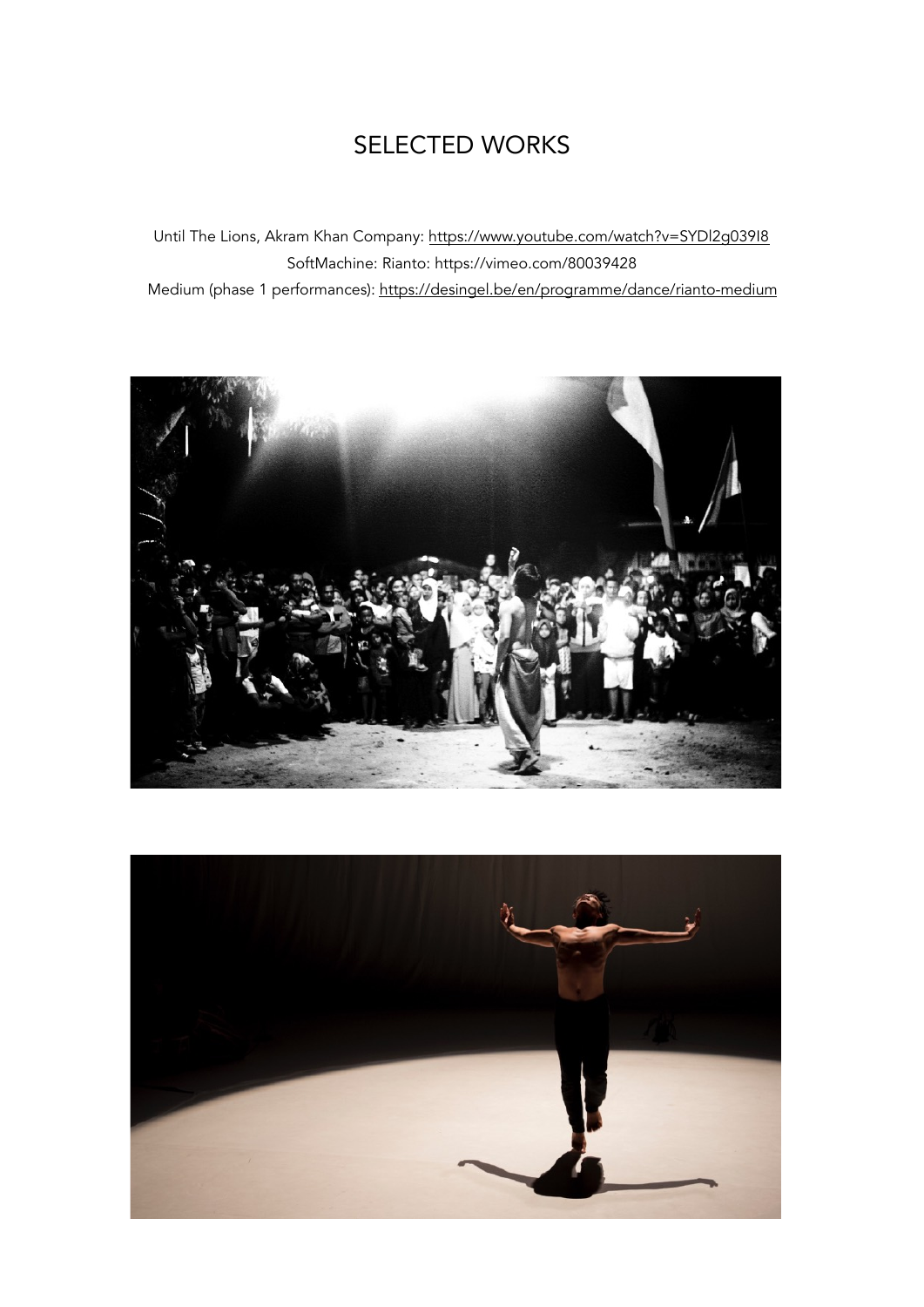# SELECTED WORKS

Until The Lions, Akram Khan Company: https://www.youtube.com/watch?v=SYDl2g039I8

SoftMachine: Rianto: https://vimeo.com/80039428

Medium (phase 1 performances): https://desingel.be/en/programme/dance/rianto-medium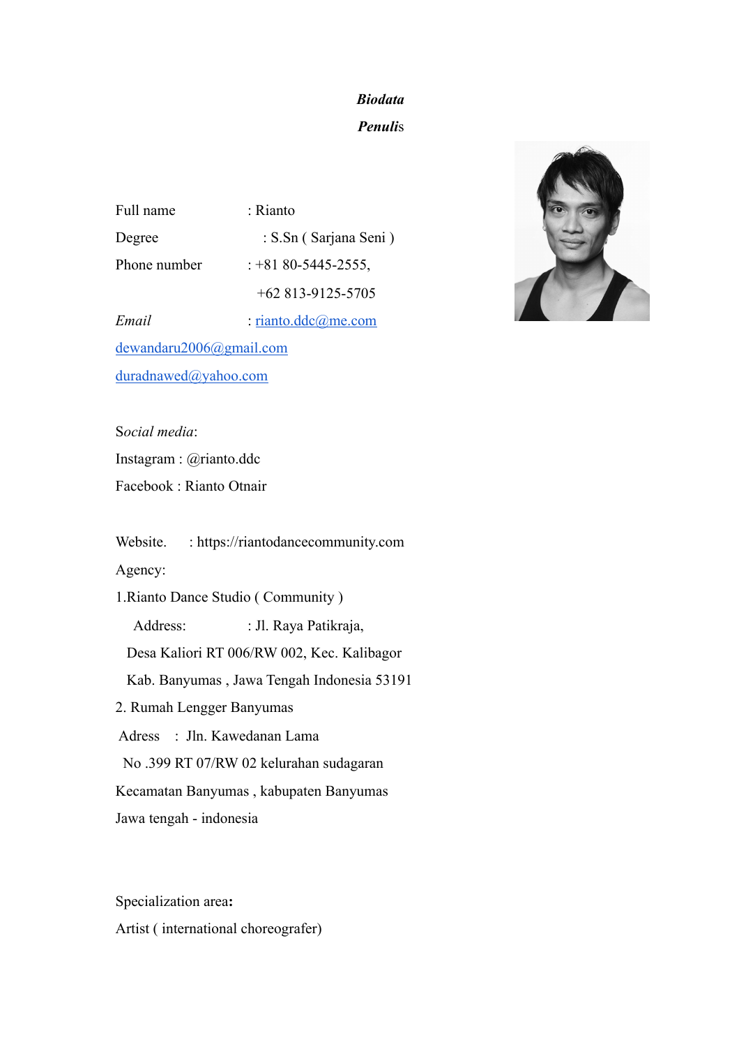***Biodata***

***Penulis***

Full name : Rianto

Degree : S.Sn ( Sarjana Seni )

Phone number : +81 80-5445-2555,

+62 813-9125-5705

*Email* : rianto.ddc@me.com

dewandaru2006@gmail.com

duradnawed@yahoo.com

S*ocial media*:

Instagram : @rianto.ddc

Facebook : Rianto Otnair

Website. : https://riantodancecommunity.com

Agency:

1.Rianto Dance Studio ( Community )

Address: : Jl. Raya Patikraja,

Desa Kaliori RT 006/RW 002, Kec. Kalibagor

Kab. Banyumas , Jawa Tengah Indonesia 53191

2. Rumah Lengger Banyumas

Adress : Jln. Kawedanan Lama

No .399 RT 07/RW 02 kelurahan sudagaran

Kecamatan Banyumas , kabupaten Banyumas

Jawa tengah - indonesia

Specialization area**:**

Artist ( international choreografer)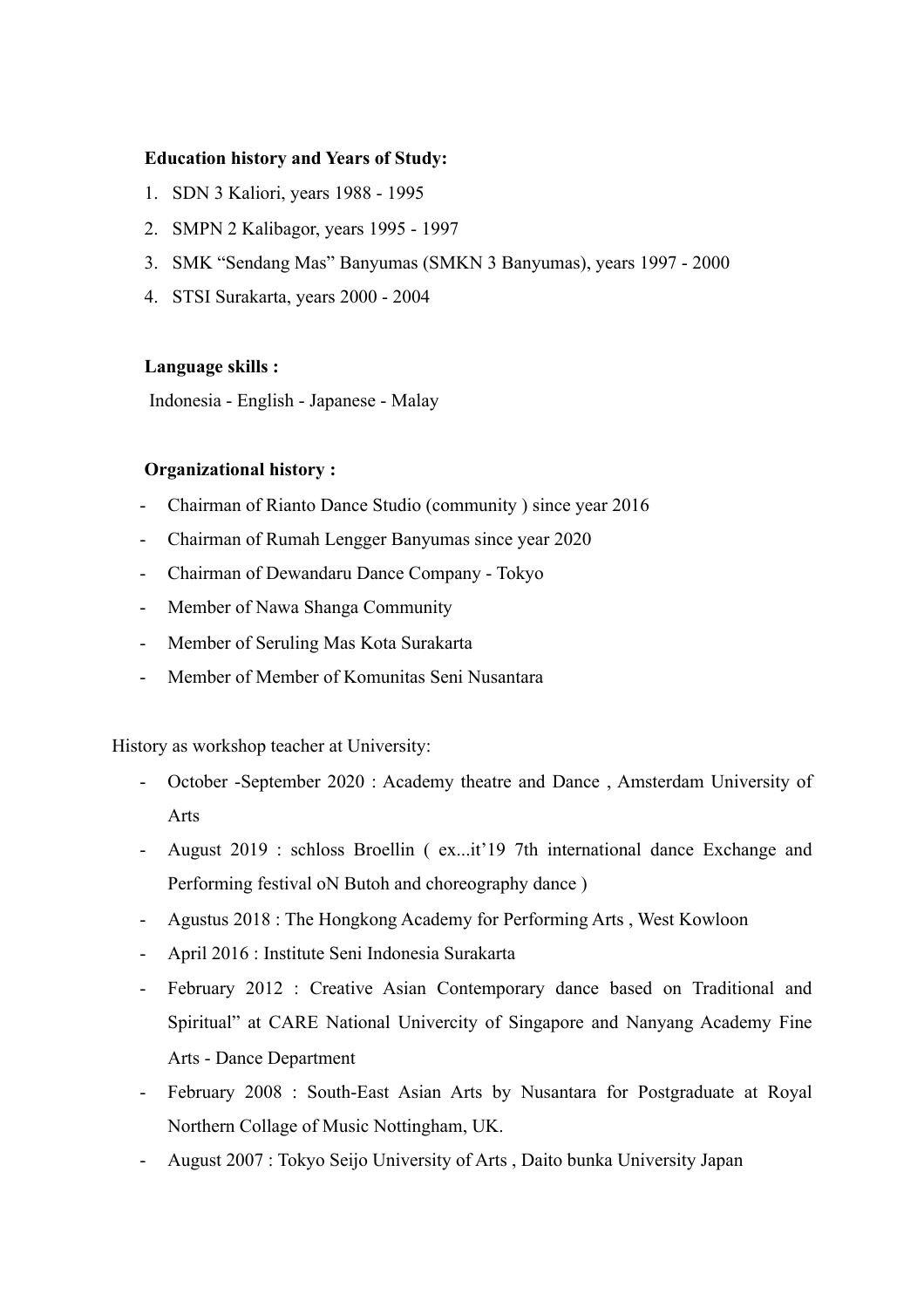**Education history and Years of Study:**

1. SDN 3 Kaliori, years 1988 - 1995
2. SMPN 2 Kalibagor, years 1995 - 1997
3. SMK "Sendang Mas" Banyumas (SMKN 3 Banyumas), years 1997 - 2000
4. STSI Surakarta, years 2000 - 2004

**Language skills :**

Indonesia - English - Japanese - Malay

**Organizational history :**

- Chairman of Rianto Dance Studio (community ) since year 2016
- Chairman of Rumah Lengger Banyumas since year 2020
- Chairman of Dewandaru Dance Company - Tokyo
- Member of Nawa Shanga Community
- Member of Seruling Mas Kota Surakarta
- Member of Member of Komunitas Seni Nusantara

History as workshop teacher at University:

- October -September 2020 : Academy theatre and Dance , Amsterdam University of Arts
- August 2019 : schloss Broellin ( ex...it'19 7th international dance Exchange and Performing festival oN Butoh and choreography dance )
- Agustus 2018 : The Hongkong Academy for Performing Arts , West Kowloon
- April 2016 : Institute Seni Indonesia Surakarta
- February 2012 : Creative Asian Contemporary dance based on Traditional and Spiritual" at CARE National Univercity of Singapore and Nanyang Academy Fine Arts - Dance Department
- February 2008 : South-East Asian Arts by Nusantara for Postgraduate at Royal Northern Collage of Music Nottingham, UK.
- August 2007 : Tokyo Seijo University of Arts , Daito bunka University Japan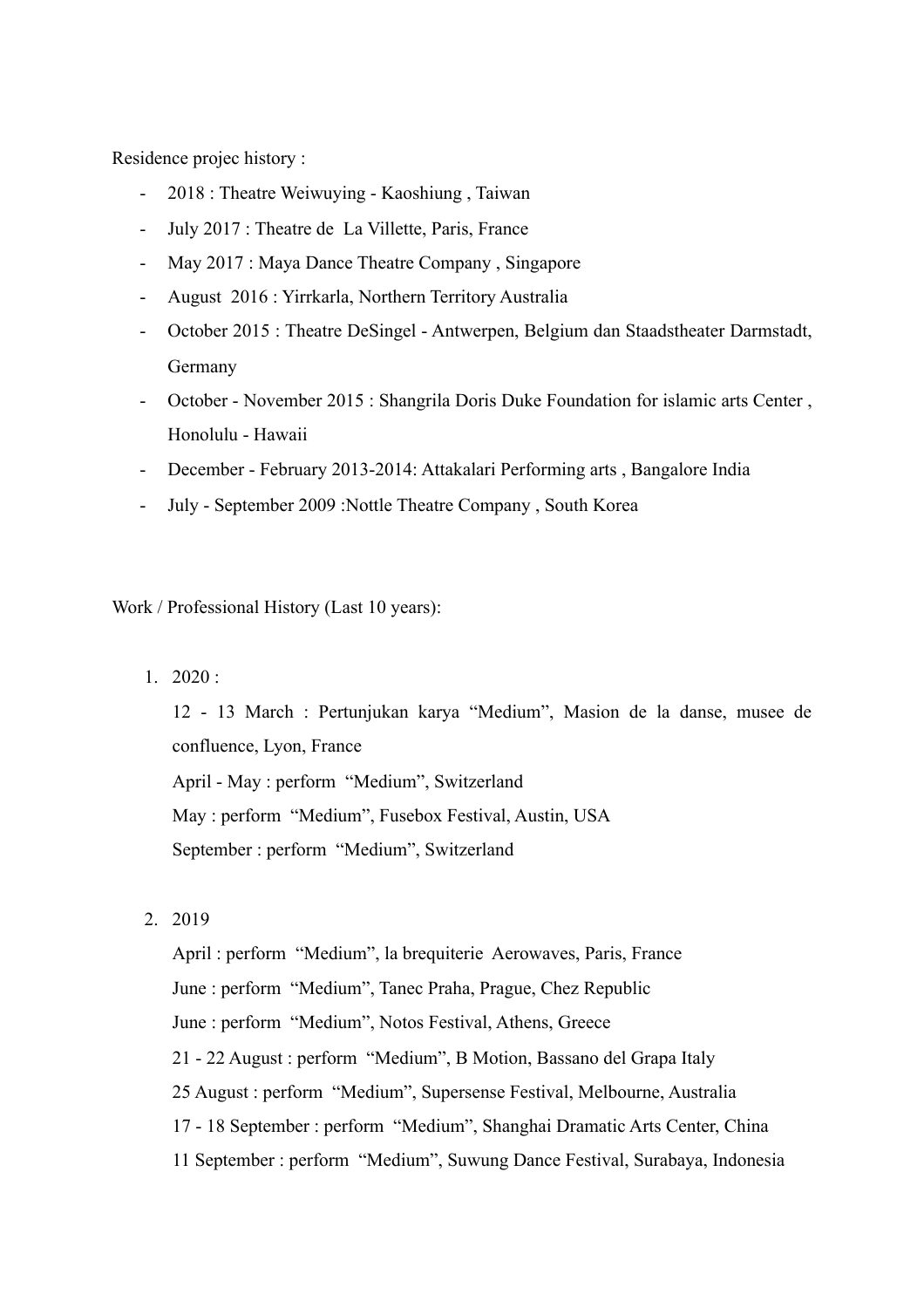Residence projec history :

- 2018 : Theatre Weiwuying - Kaoshiung , Taiwan
- July 2017 : Theatre de La Villette, Paris, France
- May 2017 : Maya Dance Theatre Company , Singapore
- August 2016 : Yirrkarla, Northern Territory Australia
- October 2015 : Theatre DeSingel - Antwerpen, Belgium dan Staadstheater Darmstadt, Germany
- October - November 2015 : Shangrila Doris Duke Foundation for islamic arts Center , Honolulu - Hawaii
- December - February 2013-2014: Attakalari Performing arts , Bangalore India
- July - September 2009 :Nottle Theatre Company , South Korea

Work / Professional History (Last 10 years):

1. 2020 :

   12 - 13 March : Pertunjukan karya “Medium”, Masion de la danse, musee de confluence, Lyon, France

   April - May : perform “Medium”, Switzerland

   May : perform “Medium”, Fusebox Festival, Austin, USA

   September : perform “Medium”, Switzerland

2. 2019

   April : perform “Medium”, la brequiterie Aerowaves, Paris, France

   June : perform “Medium”, Tanec Praha, Prague, Chez Republic

   June : perform “Medium”, Notos Festival, Athens, Greece

   21 - 22 August : perform “Medium”, B Motion, Bassano del Grapa Italy

   25 August : perform “Medium”, Supersense Festival, Melbourne, Australia

   17 - 18 September : perform “Medium”, Shanghai Dramatic Arts Center, China

   11 September : perform “Medium”, Suwung Dance Festival, Surabaya, Indonesia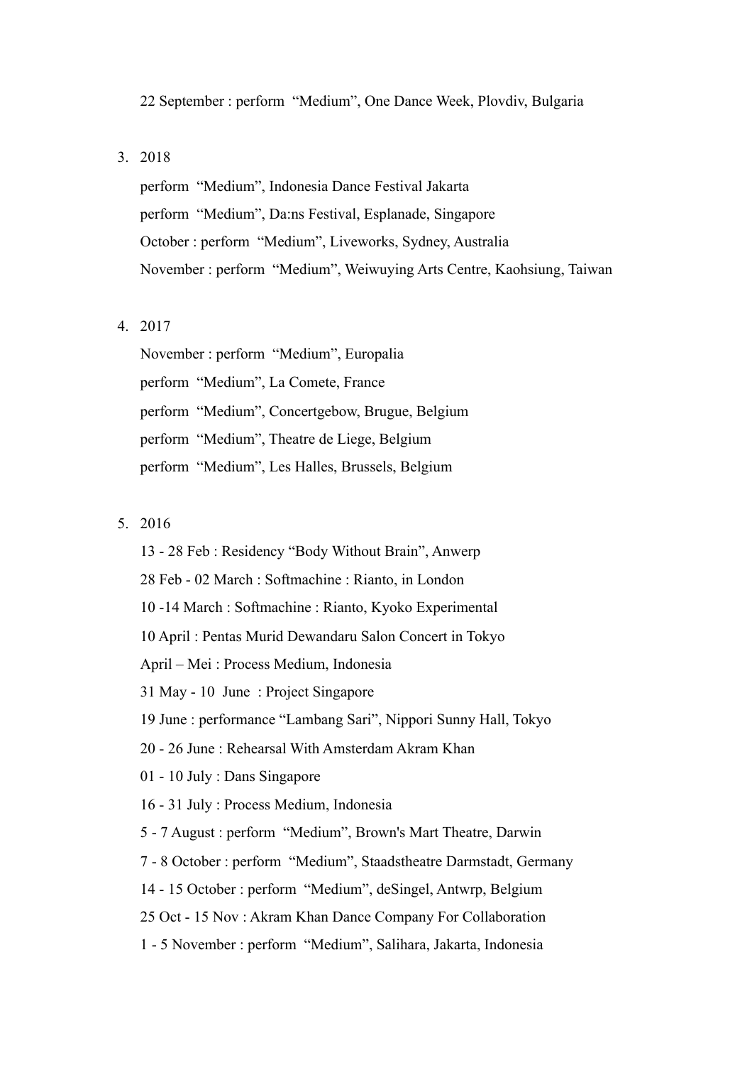22 September : perform "Medium", One Dance Week, Plovdiv, Bulgaria

3. 2018

   perform "Medium", Indonesia Dance Festival Jakarta

   perform "Medium", Da:ns Festival, Esplanade, Singapore

   October : perform "Medium", Liveworks, Sydney, Australia

   November : perform "Medium", Weiwuying Arts Centre, Kaohsiung, Taiwan

4. 2017

   November : perform "Medium", Europalia

   perform "Medium", La Comete, France

   perform "Medium", Concertgebow, Brugue, Belgium

   perform "Medium", Theatre de Liege, Belgium

   perform "Medium", Les Halles, Brussels, Belgium

5. 2016

   13 - 28 Feb : Residency "Body Without Brain", Anwerp

   28 Feb - 02 March : Softmachine : Rianto, in London

   10 -14 March : Softmachine : Rianto, Kyoko Experimental

   10 April : Pentas Murid Dewandaru Salon Concert in Tokyo

   April – Mei : Process Medium, Indonesia

   31 May - 10 June : Project Singapore

   19 June : performance "Lambang Sari", Nippori Sunny Hall, Tokyo

   20 - 26 June : Rehearsal With Amsterdam Akram Khan

   01 - 10 July : Dans Singapore

   16 - 31 July : Process Medium, Indonesia

   5 - 7 August : perform "Medium", Brown's Mart Theatre, Darwin

   7 - 8 October : perform "Medium", Staadstheatre Darmstadt, Germany

   14 - 15 October : perform "Medium", deSingel, Antwrp, Belgium

   25 Oct - 15 Nov : Akram Khan Dance Company For Collaboration

   1 - 5 November : perform "Medium", Salihara, Jakarta, Indonesia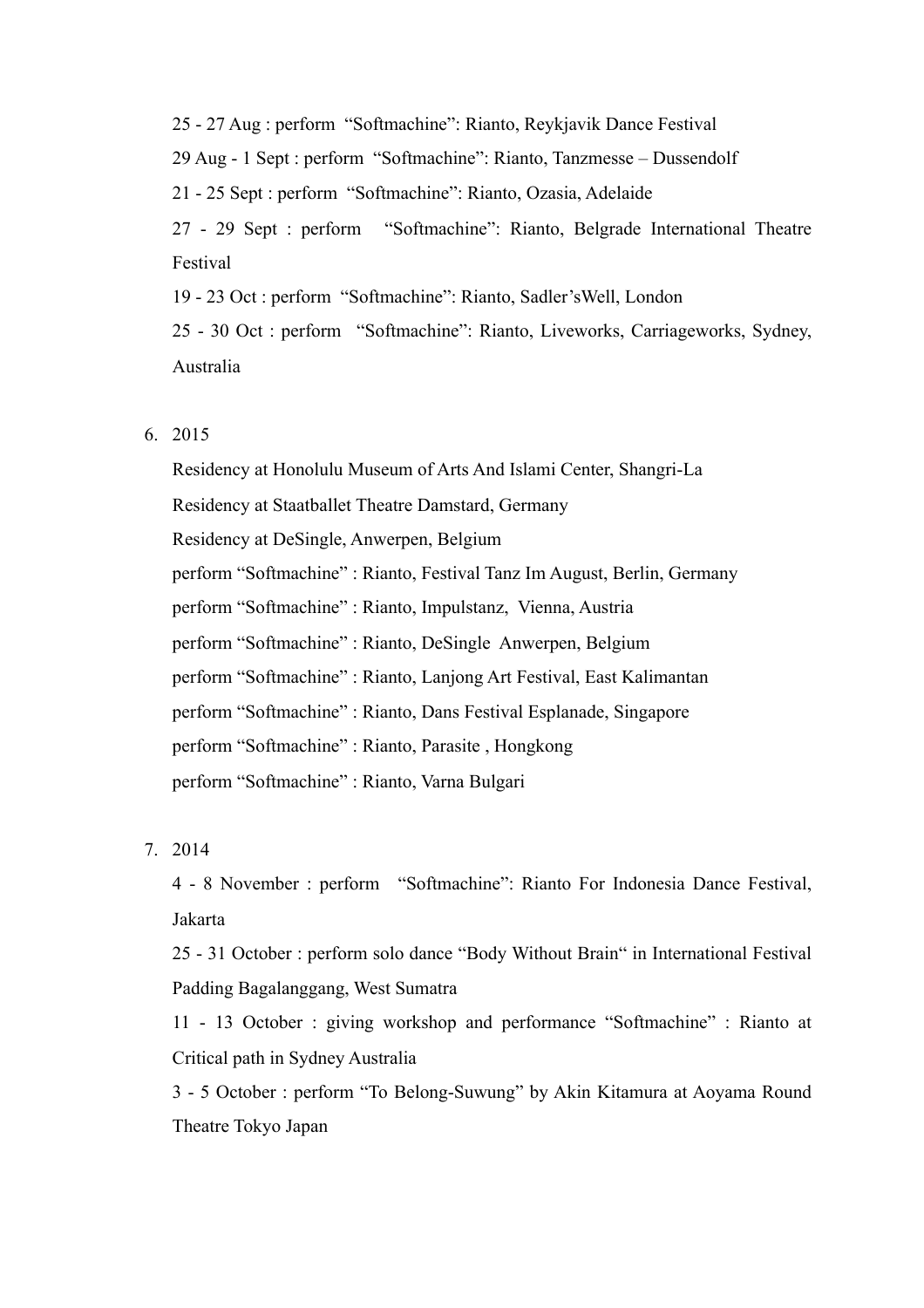25 - 27 Aug : perform "Softmachine": Rianto, Reykjavik Dance Festival

29 Aug - 1 Sept : perform "Softmachine": Rianto, Tanzmesse – Dussendolf

21 - 25 Sept : perform "Softmachine": Rianto, Ozasia, Adelaide

27 - 29 Sept : perform "Softmachine": Rianto, Belgrade International Theatre Festival

19 - 23 Oct : perform "Softmachine": Rianto, Sadler'sWell, London

25 - 30 Oct : perform "Softmachine": Rianto, Liveworks, Carriageworks, Sydney, Australia

6. 2015

   Residency at Honolulu Museum of Arts And Islami Center, Shangri-La

   Residency at Staatballet Theatre Damstard, Germany

   Residency at DeSingle, Anwerpen, Belgium

   perform "Softmachine" : Rianto, Festival Tanz Im August, Berlin, Germany

   perform "Softmachine" : Rianto, Impulstanz, Vienna, Austria

   perform "Softmachine" : Rianto, DeSingle Anwerpen, Belgium

   perform "Softmachine" : Rianto, Lanjong Art Festival, East Kalimantan

   perform "Softmachine" : Rianto, Dans Festival Esplanade, Singapore

   perform "Softmachine" : Rianto, Parasite , Hongkong

   perform "Softmachine" : Rianto, Varna Bulgari

7. 2014

   4 - 8 November : perform "Softmachine": Rianto For Indonesia Dance Festival, Jakarta

   25 - 31 October : perform solo dance "Body Without Brain" in International Festival Padding Bagalanggang, West Sumatra

   11 - 13 October : giving workshop and performance "Softmachine" : Rianto at Critical path in Sydney Australia

   3 - 5 October : perform "To Belong-Suwung" by Akin Kitamura at Aoyama Round Theatre Tokyo Japan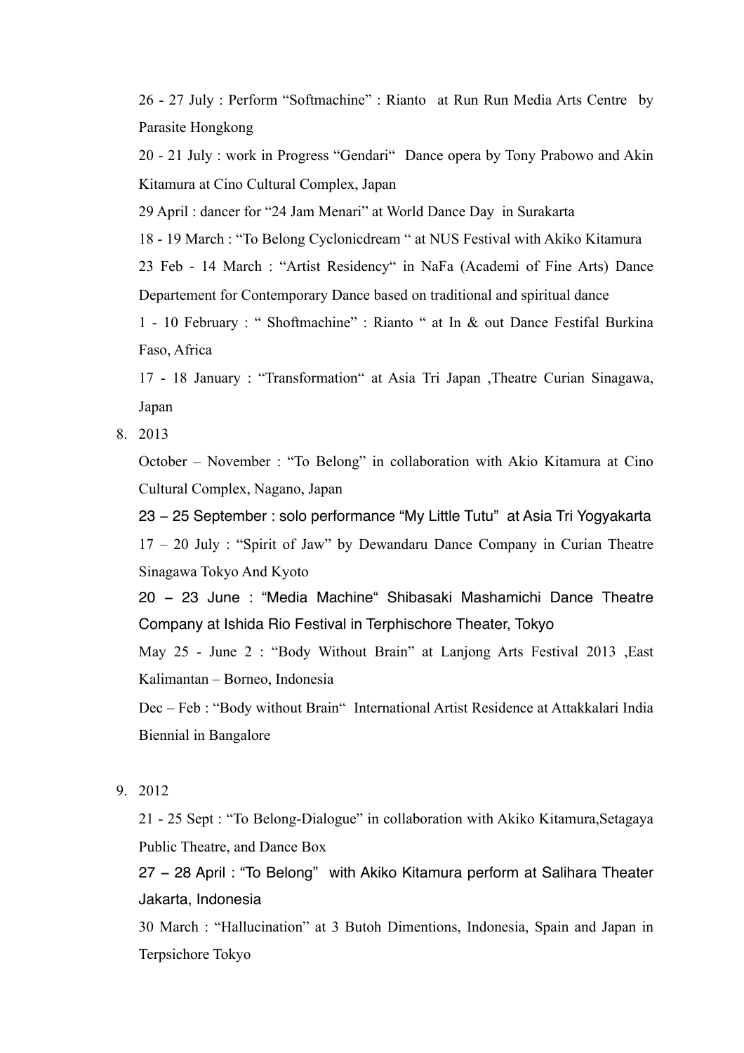26 - 27 July : Perform “Softmachine” : Rianto at Run Run Media Arts Centre by Parasite Hongkong

20 - 21 July : work in Progress “Gendari“ Dance opera by Tony Prabowo and Akin Kitamura at Cino Cultural Complex, Japan

29 April : dancer for “24 Jam Menari” at World Dance Day in Surakarta

18 - 19 March : “To Belong Cyclonicdream “ at NUS Festival with Akiko Kitamura

23 Feb - 14 March : “Artist Residency“ in NaFa (Academi of Fine Arts) Dance Departement for Contemporary Dance based on traditional and spiritual dance

1 - 10 February : “ Shoftmachine” : Rianto “ at In & out Dance Festifal Burkina Faso, Africa

17 - 18 January : “Transformation“ at Asia Tri Japan ,Theatre Curian Sinagawa, Japan

8. 2013

   October – November : “To Belong” in collaboration with Akio Kitamura at Cino Cultural Complex, Nagano, Japan

   23 – 25 September : solo performance “My Little Tutu” at Asia Tri Yogyakarta

   17 – 20 July : “Spirit of Jaw” by Dewandaru Dance Company in Curian Theatre Sinagawa Tokyo And Kyoto

   20 – 23 June : “Media Machine“ Shibasaki Mashamichi Dance Theatre Company at Ishida Rio Festival in Terphischore Theater, Tokyo

   May 25 - June 2 : “Body Without Brain” at Lanjong Arts Festival 2013 ,East Kalimantan – Borneo, Indonesia

   Dec – Feb : “Body without Brain“ International Artist Residence at Attakkalari India Biennial in Bangalore

9. 2012

   21 - 25 Sept : “To Belong-Dialogue” in collaboration with Akiko Kitamura,Setagaya Public Theatre, and Dance Box

   27 – 28 April : “To Belong” with Akiko Kitamura perform at Salihara Theater Jakarta, Indonesia

   30 March : “Hallucination” at 3 Butoh Dimentions, Indonesia, Spain and Japan in Terpsichore Tokyo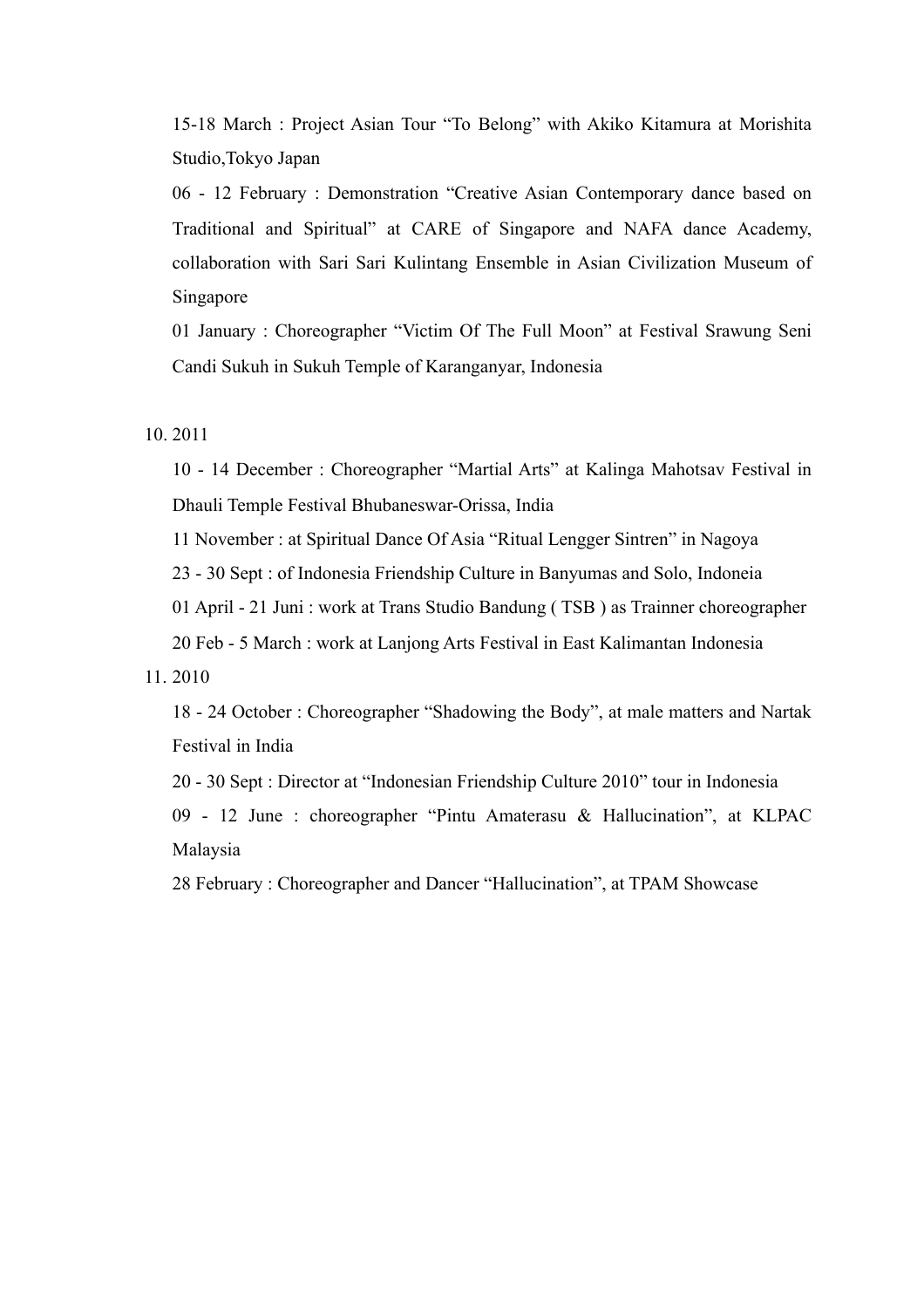15-18 March : Project Asian Tour “To Belong” with Akiko Kitamura at Morishita Studio,Tokyo Japan

06 - 12 February : Demonstration “Creative Asian Contemporary dance based on Traditional and Spiritual” at CARE of Singapore and NAFA dance Academy, collaboration with Sari Sari Kulintang Ensemble in Asian Civilization Museum of Singapore

01 January : Choreographer “Victim Of The Full Moon” at Festival Srawung Seni Candi Sukuh in Sukuh Temple of Karanganyar, Indonesia

10. 2011

    10 - 14 December : Choreographer “Martial Arts” at Kalinga Mahotsav Festival in Dhauli Temple Festival Bhubaneswar-Orissa, India

    11 November : at Spiritual Dance Of Asia “Ritual Lengger Sintren” in Nagoya

    23 - 30 Sept : of Indonesia Friendship Culture in Banyumas and Solo, Indoneia

    01 April - 21 Juni : work at Trans Studio Bandung ( TSB ) as Trainner choreographer

    20 Feb - 5 March : work at Lanjong Arts Festival in East Kalimantan Indonesia

11. 2010

    18 - 24 October : Choreographer “Shadowing the Body”, at male matters and Nartak Festival in India

    20 - 30 Sept : Director at “Indonesian Friendship Culture 2010” tour in Indonesia

    09 - 12 June : choreographer “Pintu Amaterasu & Hallucination”, at KLPAC Malaysia

    28 February : Choreographer and Dancer “Hallucination”, at TPAM Showcase